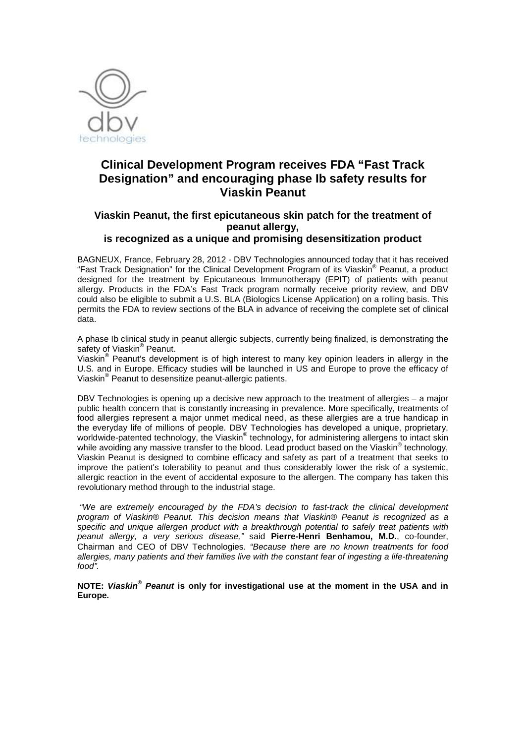# Clinical Development Program receives FDA "Fast Track Designation" and encouraging phase Ib safety results for Viaskin Peanut

## Viaskin Peanut, the first epicutaneous skin patch for the treatment of peanut allergy, is recognized as a unique and promising desensitization product

BAGNEUX, France, February 28, 2012 - DBV Technologies announced today that it has received "Fast Track Designation" for the Clinical Development Program of its Viaskin® Peanut, a product designed for the treatment by Epicutaneous Immunotherapy (EPIT) of patients with peanut allergy. Products in the FDA's Fast Track program normally receive priority review, and DBV could also be eligible to submit a U.S. BLA (Biologics License Application) on a rolling basis. This permits the FDA to review sections of the BLA in advance of receiving the complete set of clinical data.

A phase Ib clinical study in peanut allergic subjects, currently being finalized, is demonstrating the safety of Viaskin® Peanut.
Viaskin® Peanut's development is of high interest to many key opinion leaders in allergy in the U.S. and in Europe. Efficacy studies will be launched in US and Europe to prove the efficacy of Viaskin® Peanut to desensitize peanut-allergic patients.

DBV Technologies is opening up a decisive new approach to the treatment of allergies – a major public health concern that is constantly increasing in prevalence. More specifically, treatments of food allergies represent a major unmet medical need, as these allergies are a true handicap in the everyday life of millions of people. DBV Technologies has developed a unique, proprietary, worldwide-patented technology, the Viaskin® technology, for administering allergens to intact skin while avoiding any massive transfer to the blood. Lead product based on the Viaskin® technology, Viaskin Peanut is designed to combine efficacy and safety as part of a treatment that seeks to improve the patient's tolerability to peanut and thus considerably lower the risk of a systemic, allergic reaction in the event of accidental exposure to the allergen. The company has taken this revolutionary method through to the industrial stage.

*"We are extremely encouraged by the FDA's decision to fast-track the clinical development program of Viaskin® Peanut. This decision means that Viaskin® Peanut is recognized as a specific and unique allergen product with a breakthrough potential to safely treat patients with peanut allergy, a very serious disease,"* said **Pierre-Henri Benhamou, M.D.**, co-founder, Chairman and CEO of DBV Technologies. *"Because there are no known treatments for food allergies, many patients and their families live with the constant fear of ingesting a life-threatening food".*

**NOTE: *Viaskin® Peanut* is only for investigational use at the moment in the USA and in Europe.**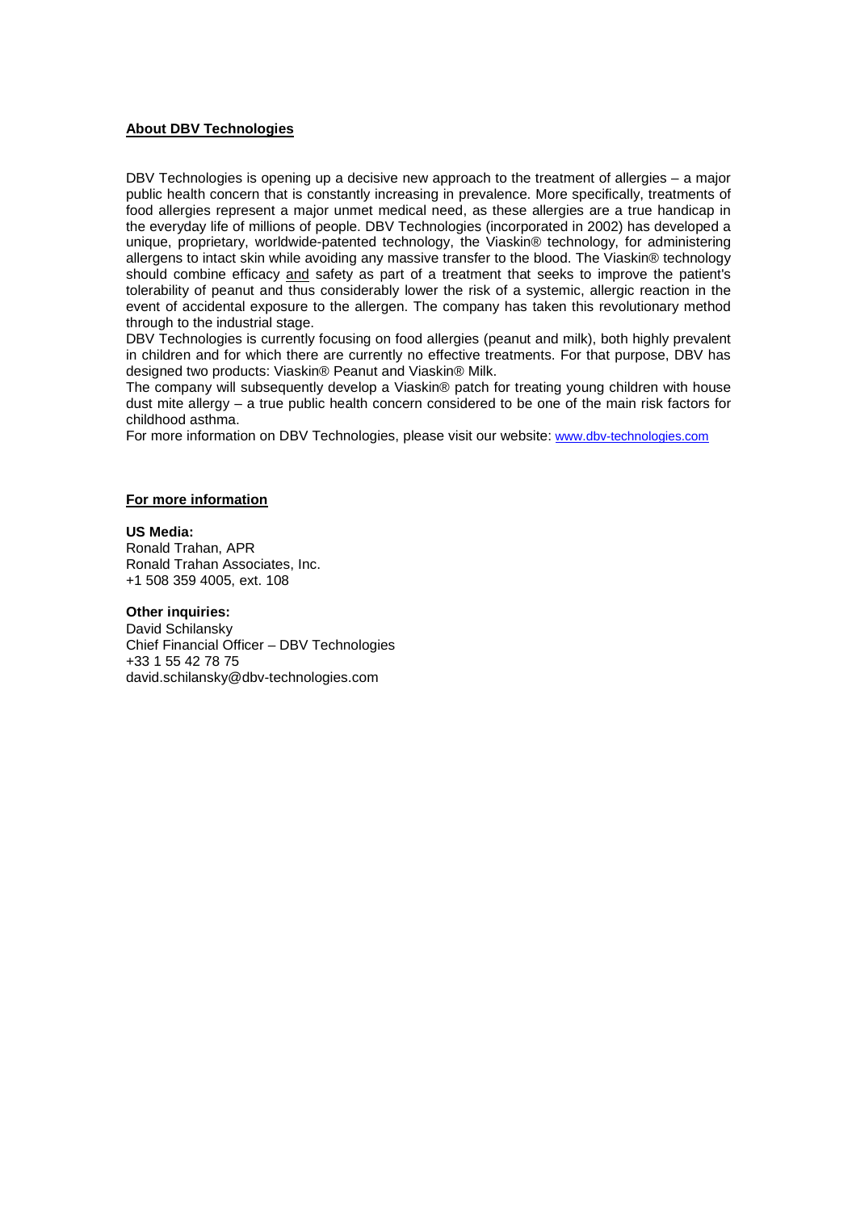**About DBV Technologies**

DBV Technologies is opening up a decisive new approach to the treatment of allergies – a major public health concern that is constantly increasing in prevalence. More specifically, treatments of food allergies represent a major unmet medical need, as these allergies are a true handicap in the everyday life of millions of people. DBV Technologies (incorporated in 2002) has developed a unique, proprietary, worldwide-patented technology, the Viaskin® technology, for administering allergens to intact skin while avoiding any massive transfer to the blood. The Viaskin® technology should combine efficacy and safety as part of a treatment that seeks to improve the patient's tolerability of peanut and thus considerably lower the risk of a systemic, allergic reaction in the event of accidental exposure to the allergen. The company has taken this revolutionary method through to the industrial stage.

DBV Technologies is currently focusing on food allergies (peanut and milk), both highly prevalent in children and for which there are currently no effective treatments. For that purpose, DBV has designed two products: Viaskin® Peanut and Viaskin® Milk.

The company will subsequently develop a Viaskin® patch for treating young children with house dust mite allergy – a true public health concern considered to be one of the main risk factors for childhood asthma.

For more information on DBV Technologies, please visit our website: www.dbv-technologies.com

**For more information**

**US Media:**
Ronald Trahan, APR
Ronald Trahan Associates, Inc.
+1 508 359 4005, ext. 108

**Other inquiries:**
David Schilansky
Chief Financial Officer – DBV Technologies
+33 1 55 42 78 75
david.schilansky@dbv-technologies.com